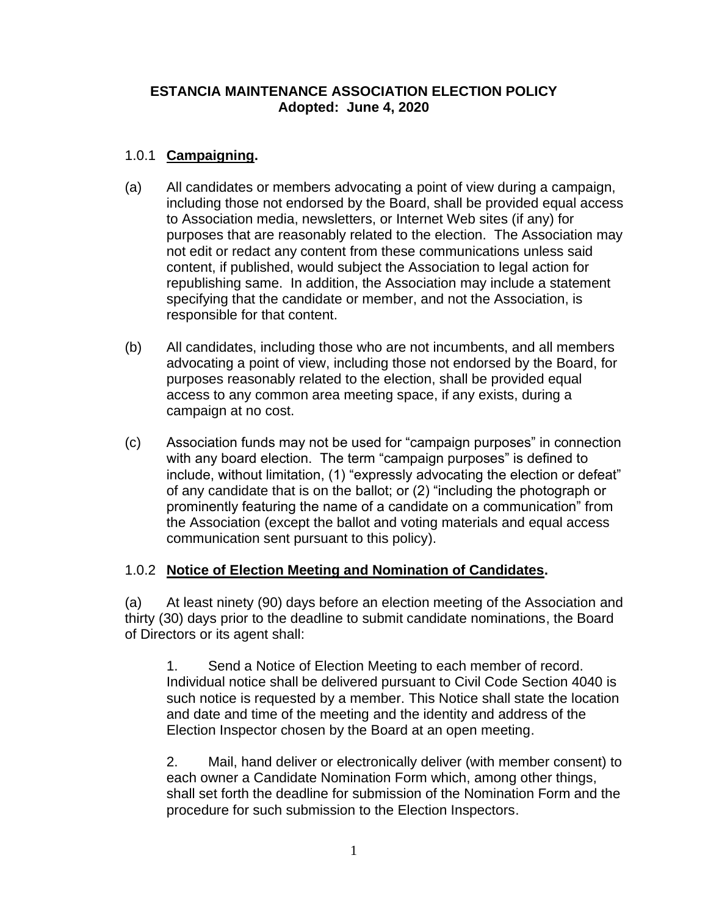# ESTANCIA MAINTENANCE ASSOCIATION ELECTION POLICY
**Adopted: June 4, 2020**

## 1.0.1 **Campaigning.**

(a) All candidates or members advocating a point of view during a campaign, including those not endorsed by the Board, shall be provided equal access to Association media, newsletters, or Internet Web sites (if any) for purposes that are reasonably related to the election. The Association may not edit or redact any content from these communications unless said content, if published, would subject the Association to legal action for republishing same. In addition, the Association may include a statement specifying that the candidate or member, and not the Association, is responsible for that content.

(b) All candidates, including those who are not incumbents, and all members advocating a point of view, including those not endorsed by the Board, for purposes reasonably related to the election, shall be provided equal access to any common area meeting space, if any exists, during a campaign at no cost.

(c) Association funds may not be used for "campaign purposes" in connection with any board election. The term "campaign purposes" is defined to include, without limitation, (1) "expressly advocating the election or defeat" of any candidate that is on the ballot; or (2) "including the photograph or prominently featuring the name of a candidate on a communication" from the Association (except the ballot and voting materials and equal access communication sent pursuant to this policy).

## 1.0.2 **Notice of Election Meeting and Nomination of Candidates.**

(a) At least ninety (90) days before an election meeting of the Association and thirty (30) days prior to the deadline to submit candidate nominations, the Board of Directors or its agent shall:

1. Send a Notice of Election Meeting to each member of record. Individual notice shall be delivered pursuant to Civil Code Section 4040 is such notice is requested by a member. This Notice shall state the location and date and time of the meeting and the identity and address of the Election Inspector chosen by the Board at an open meeting.

2. Mail, hand deliver or electronically deliver (with member consent) to each owner a Candidate Nomination Form which, among other things, shall set forth the deadline for submission of the Nomination Form and the procedure for such submission to the Election Inspectors.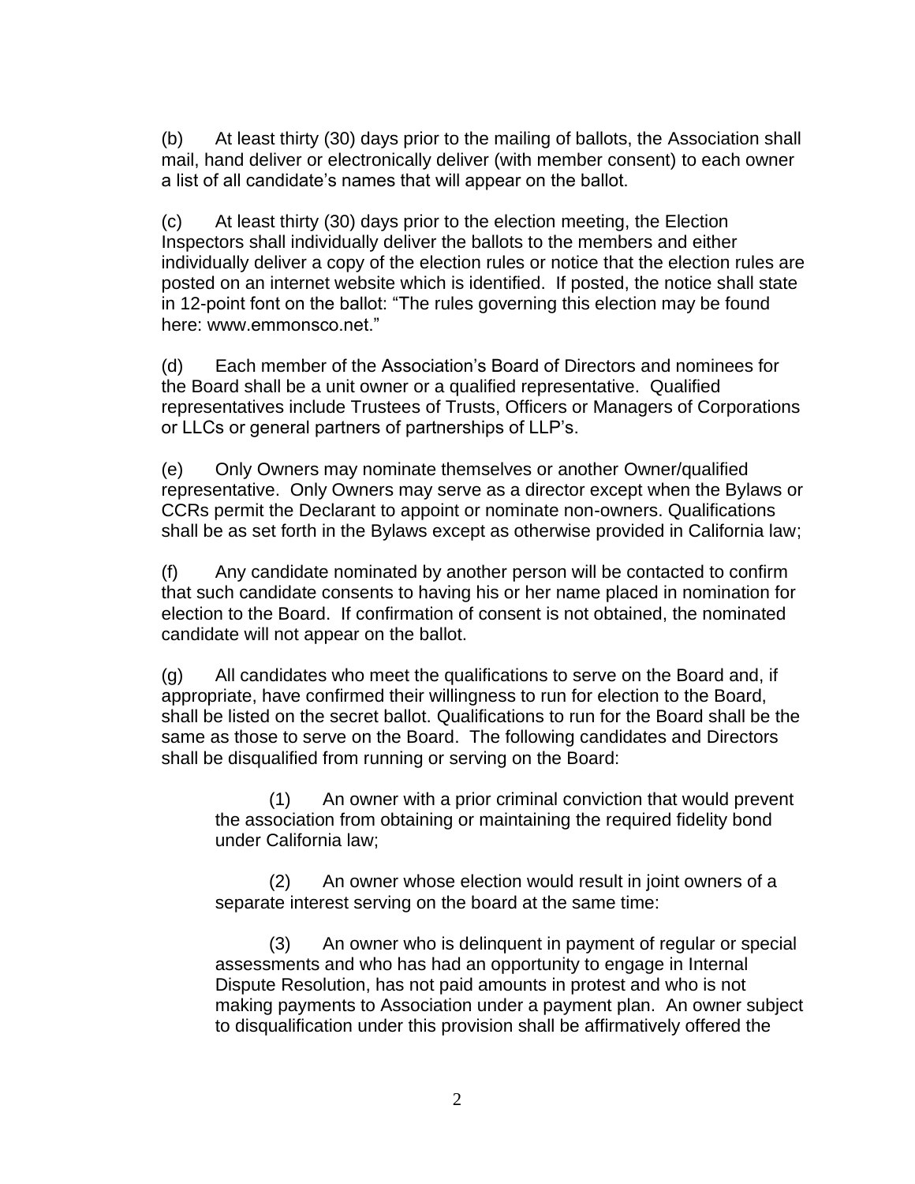(b) At least thirty (30) days prior to the mailing of ballots, the Association shall mail, hand deliver or electronically deliver (with member consent) to each owner a list of all candidate's names that will appear on the ballot.

(c) At least thirty (30) days prior to the election meeting, the Election Inspectors shall individually deliver the ballots to the members and either individually deliver a copy of the election rules or notice that the election rules are posted on an internet website which is identified. If posted, the notice shall state in 12-point font on the ballot: "The rules governing this election may be found here: www.emmonsco.net."

(d) Each member of the Association's Board of Directors and nominees for the Board shall be a unit owner or a qualified representative. Qualified representatives include Trustees of Trusts, Officers or Managers of Corporations or LLCs or general partners of partnerships of LLP's.

(e) Only Owners may nominate themselves or another Owner/qualified representative. Only Owners may serve as a director except when the Bylaws or CCRs permit the Declarant to appoint or nominate non-owners. Qualifications shall be as set forth in the Bylaws except as otherwise provided in California law;

(f) Any candidate nominated by another person will be contacted to confirm that such candidate consents to having his or her name placed in nomination for election to the Board. If confirmation of consent is not obtained, the nominated candidate will not appear on the ballot.

(g) All candidates who meet the qualifications to serve on the Board and, if appropriate, have confirmed their willingness to run for election to the Board, shall be listed on the secret ballot. Qualifications to run for the Board shall be the same as those to serve on the Board. The following candidates and Directors shall be disqualified from running or serving on the Board:

(1) An owner with a prior criminal conviction that would prevent the association from obtaining or maintaining the required fidelity bond under California law;

(2) An owner whose election would result in joint owners of a separate interest serving on the board at the same time:

(3) An owner who is delinquent in payment of regular or special assessments and who has had an opportunity to engage in Internal Dispute Resolution, has not paid amounts in protest and who is not making payments to Association under a payment plan. An owner subject to disqualification under this provision shall be affirmatively offered the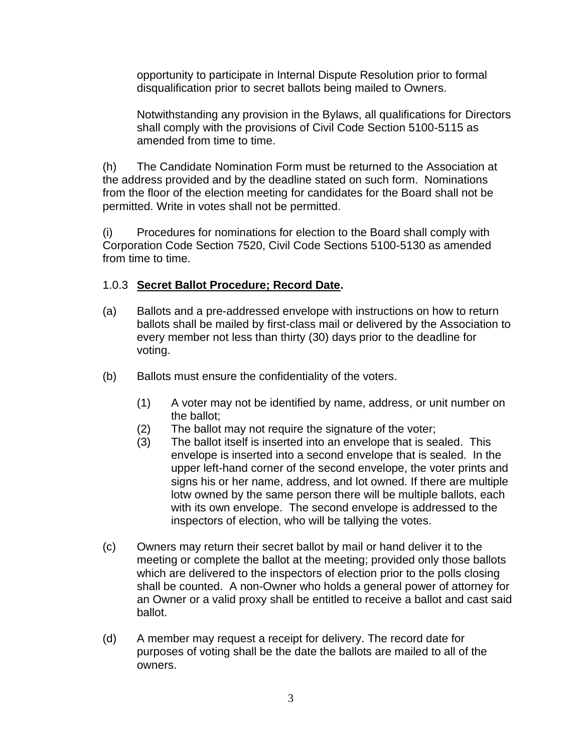opportunity to participate in Internal Dispute Resolution prior to formal disqualification prior to secret ballots being mailed to Owners.

Notwithstanding any provision in the Bylaws, all qualifications for Directors shall comply with the provisions of Civil Code Section 5100-5115 as amended from time to time.

(h) The Candidate Nomination Form must be returned to the Association at the address provided and by the deadline stated on such form. Nominations from the floor of the election meeting for candidates for the Board shall not be permitted. Write in votes shall not be permitted.

(i) Procedures for nominations for election to the Board shall comply with Corporation Code Section 7520, Civil Code Sections 5100-5130 as amended from time to time.

1.0.3 **Secret Ballot Procedure; Record Date.**

(a) Ballots and a pre-addressed envelope with instructions on how to return ballots shall be mailed by first-class mail or delivered by the Association to every member not less than thirty (30) days prior to the deadline for voting.

(b) Ballots must ensure the confidentiality of the voters.

  (1) A voter may not be identified by name, address, or unit number on the ballot;
  (2) The ballot may not require the signature of the voter;
  (3) The ballot itself is inserted into an envelope that is sealed. This envelope is inserted into a second envelope that is sealed. In the upper left-hand corner of the second envelope, the voter prints and signs his or her name, address, and lot owned. If there are multiple lotw owned by the same person there will be multiple ballots, each with its own envelope. The second envelope is addressed to the inspectors of election, who will be tallying the votes.

(c) Owners may return their secret ballot by mail or hand deliver it to the meeting or complete the ballot at the meeting; provided only those ballots which are delivered to the inspectors of election prior to the polls closing shall be counted. A non-Owner who holds a general power of attorney for an Owner or a valid proxy shall be entitled to receive a ballot and cast said ballot.

(d) A member may request a receipt for delivery. The record date for purposes of voting shall be the date the ballots are mailed to all of the owners.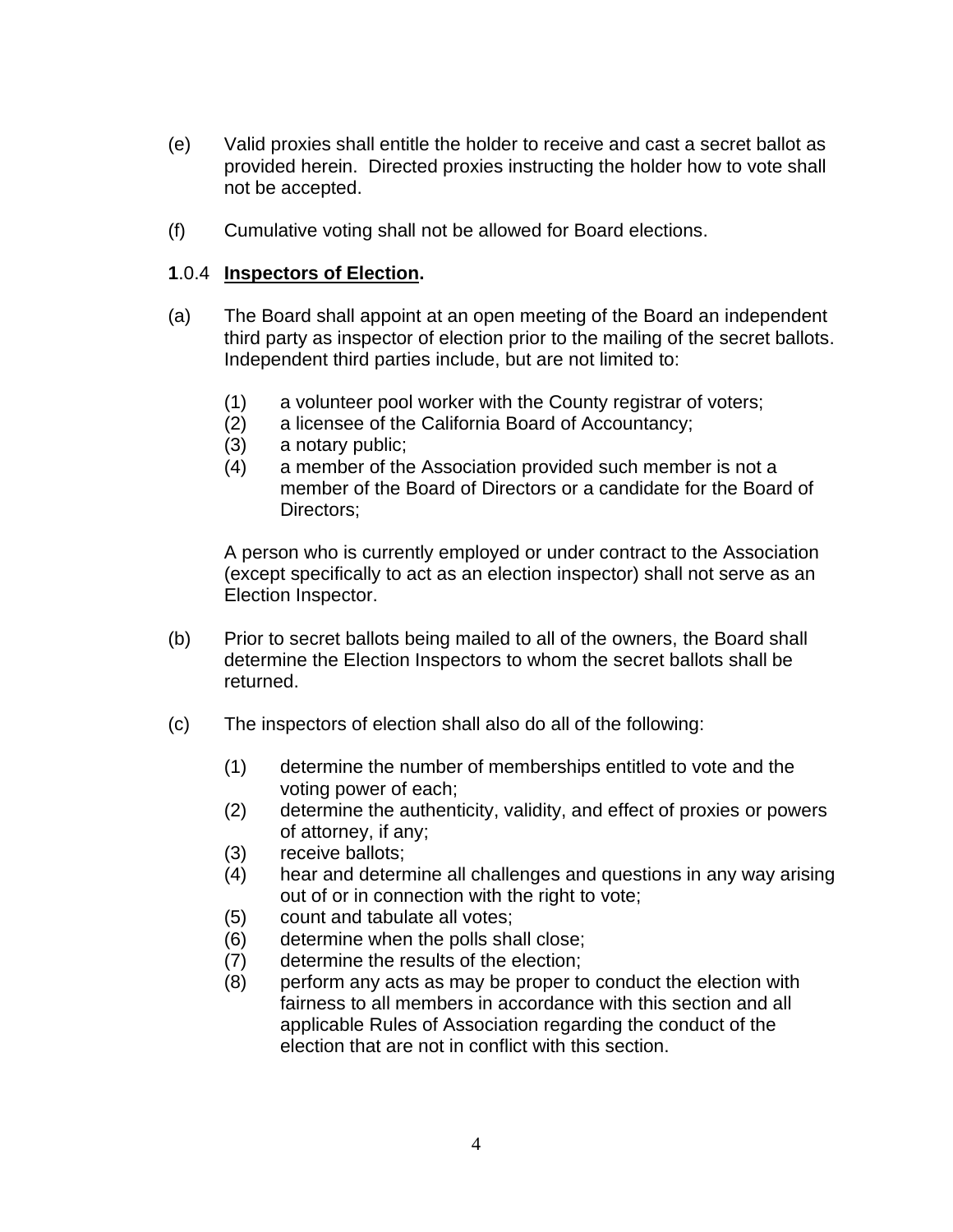(e) Valid proxies shall entitle the holder to receive and cast a secret ballot as provided herein. Directed proxies instructing the holder how to vote shall not be accepted.

(f) Cumulative voting shall not be allowed for Board elections.

**1**.0.4 **Inspectors of Election.**

(a) The Board shall appoint at an open meeting of the Board an independent third party as inspector of election prior to the mailing of the secret ballots. Independent third parties include, but are not limited to:

- (1) a volunteer pool worker with the County registrar of voters;
- (2) a licensee of the California Board of Accountancy;
- (3) a notary public;
- (4) a member of the Association provided such member is not a member of the Board of Directors or a candidate for the Board of Directors;

A person who is currently employed or under contract to the Association (except specifically to act as an election inspector) shall not serve as an Election Inspector.

(b) Prior to secret ballots being mailed to all of the owners, the Board shall determine the Election Inspectors to whom the secret ballots shall be returned.

(c) The inspectors of election shall also do all of the following:

- (1) determine the number of memberships entitled to vote and the voting power of each;
- (2) determine the authenticity, validity, and effect of proxies or powers of attorney, if any;
- (3) receive ballots;
- (4) hear and determine all challenges and questions in any way arising out of or in connection with the right to vote;
- (5) count and tabulate all votes;
- (6) determine when the polls shall close;
- (7) determine the results of the election;
- (8) perform any acts as may be proper to conduct the election with fairness to all members in accordance with this section and all applicable Rules of Association regarding the conduct of the election that are not in conflict with this section.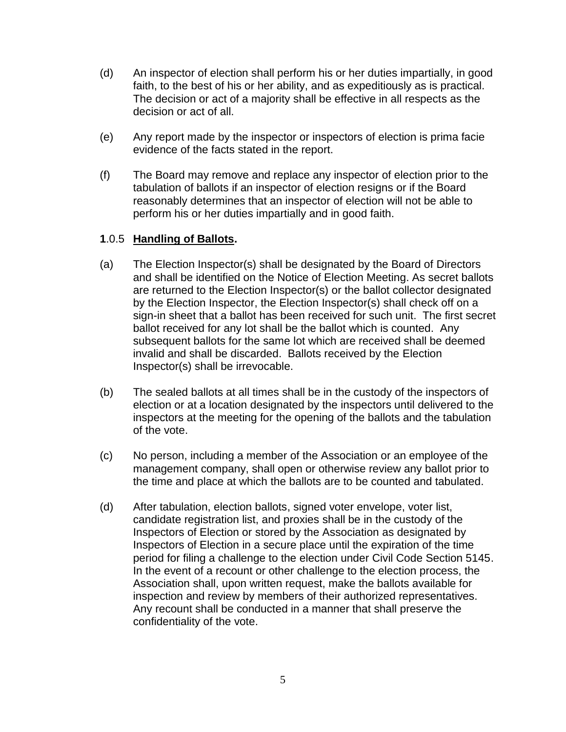(d) An inspector of election shall perform his or her duties impartially, in good faith, to the best of his or her ability, and as expeditiously as is practical. The decision or act of a majority shall be effective in all respects as the decision or act of all.

(e) Any report made by the inspector or inspectors of election is prima facie evidence of the facts stated in the report.

(f) The Board may remove and replace any inspector of election prior to the tabulation of ballots if an inspector of election resigns or if the Board reasonably determines that an inspector of election will not be able to perform his or her duties impartially and in good faith.

**1**.0.5 **<u>Handling of Ballots</u>.**

(a) The Election Inspector(s) shall be designated by the Board of Directors and shall be identified on the Notice of Election Meeting. As secret ballots are returned to the Election Inspector(s) or the ballot collector designated by the Election Inspector, the Election Inspector(s) shall check off on a sign-in sheet that a ballot has been received for such unit. The first secret ballot received for any lot shall be the ballot which is counted. Any subsequent ballots for the same lot which are received shall be deemed invalid and shall be discarded. Ballots received by the Election Inspector(s) shall be irrevocable.

(b) The sealed ballots at all times shall be in the custody of the inspectors of election or at a location designated by the inspectors until delivered to the inspectors at the meeting for the opening of the ballots and the tabulation of the vote.

(c) No person, including a member of the Association or an employee of the management company, shall open or otherwise review any ballot prior to the time and place at which the ballots are to be counted and tabulated.

(d) After tabulation, election ballots, signed voter envelope, voter list, candidate registration list, and proxies shall be in the custody of the Inspectors of Election or stored by the Association as designated by Inspectors of Election in a secure place until the expiration of the time period for filing a challenge to the election under Civil Code Section 5145. In the event of a recount or other challenge to the election process, the Association shall, upon written request, make the ballots available for inspection and review by members of their authorized representatives. Any recount shall be conducted in a manner that shall preserve the confidentiality of the vote.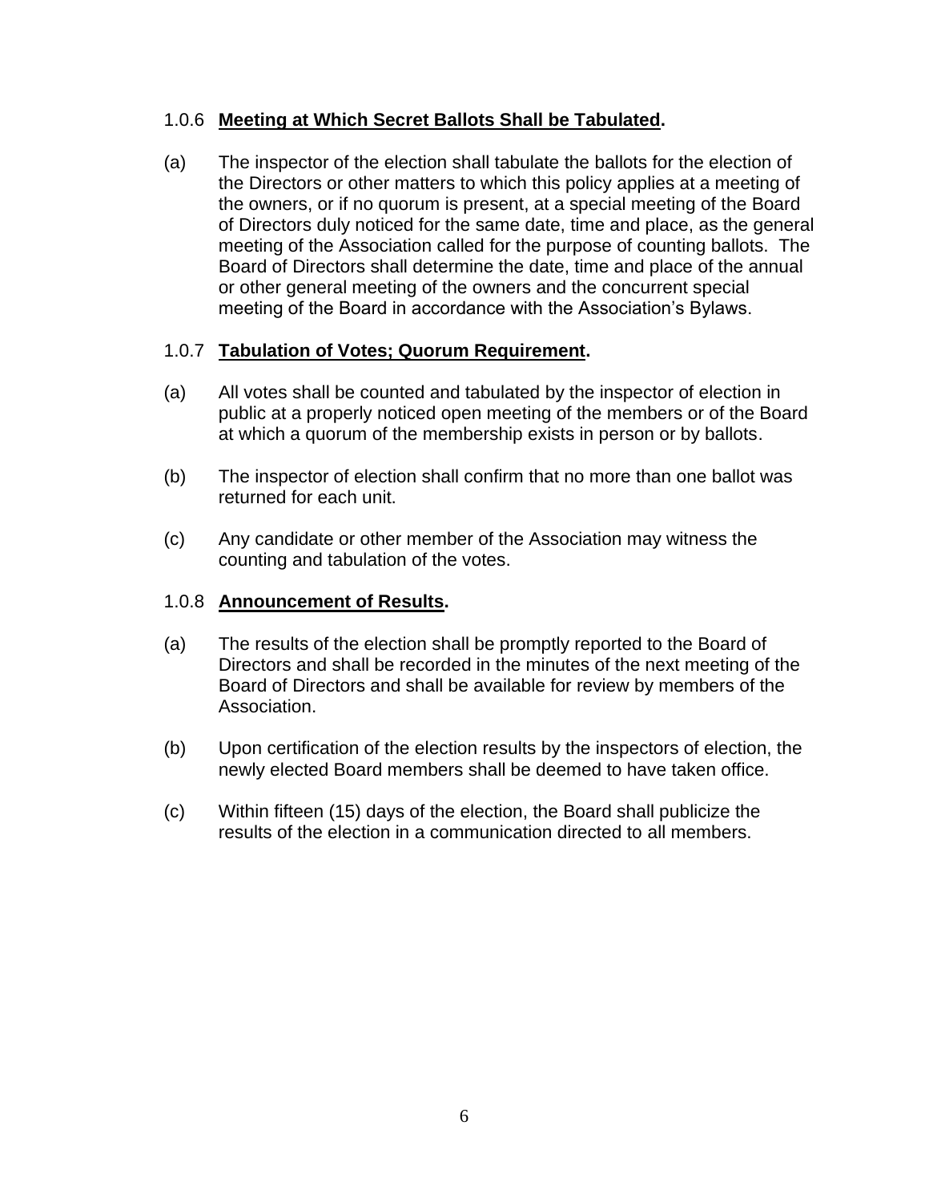### 1.0.6 **Meeting at Which Secret Ballots Shall be Tabulated.**

(a) The inspector of the election shall tabulate the ballots for the election of the Directors or other matters to which this policy applies at a meeting of the owners, or if no quorum is present, at a special meeting of the Board of Directors duly noticed for the same date, time and place, as the general meeting of the Association called for the purpose of counting ballots. The Board of Directors shall determine the date, time and place of the annual or other general meeting of the owners and the concurrent special meeting of the Board in accordance with the Association's Bylaws.

### 1.0.7 **Tabulation of Votes; Quorum Requirement.**

(a) All votes shall be counted and tabulated by the inspector of election in public at a properly noticed open meeting of the members or of the Board at which a quorum of the membership exists in person or by ballots.

(b) The inspector of election shall confirm that no more than one ballot was returned for each unit.

(c) Any candidate or other member of the Association may witness the counting and tabulation of the votes.

### 1.0.8 **Announcement of Results.**

(a) The results of the election shall be promptly reported to the Board of Directors and shall be recorded in the minutes of the next meeting of the Board of Directors and shall be available for review by members of the Association.

(b) Upon certification of the election results by the inspectors of election, the newly elected Board members shall be deemed to have taken office.

(c) Within fifteen (15) days of the election, the Board shall publicize the results of the election in a communication directed to all members.